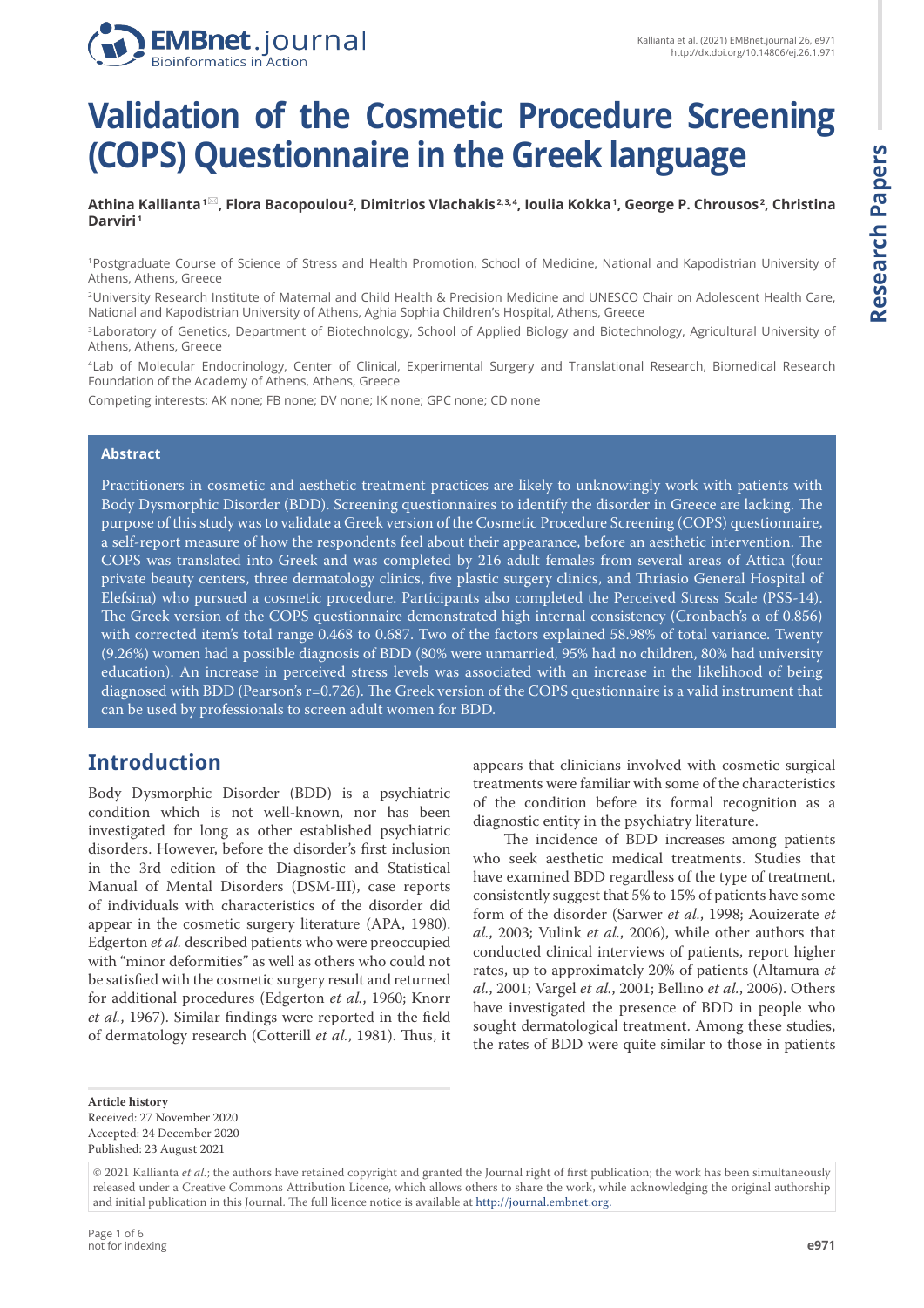# Validation of the Cosmetic Procedure Screening (COPS) Questionnaire in the Greek language

**Athina Kallianta[1], Flora Bacopoulou[2], Dimitrios Vlachakis[2,3,4], Ioulia Kokka[1], George P. Chrousos[2], Christina Darviri[1]**

[1]Postgraduate Course of Science of Stress and Health Promotion, School of Medicine, National and Kapodistrian University of Athens, Athens, Greece

[2]University Research Institute of Maternal and Child Health & Precision Medicine and UNESCO Chair on Adolescent Health Care, National and Kapodistrian University of Athens, Aghia Sophia Children's Hospital, Athens, Greece

[3]Laboratory of Genetics, Department of Biotechnology, School of Applied Biology and Biotechnology, Agricultural University of Athens, Athens, Greece

[4]Lab of Molecular Endocrinology, Center of Clinical, Experimental Surgery and Translational Research, Biomedical Research Foundation of the Academy of Athens, Athens, Greece

Competing interests: AK none; FB none; DV none; IK none; GPC none; CD none

## Abstract

Practitioners in cosmetic and aesthetic treatment practices are likely to unknowingly work with patients with Body Dysmorphic Disorder (BDD). Screening questionnaires to identify the disorder in Greece are lacking. The purpose of this study was to validate a Greek version of the Cosmetic Procedure Screening (COPS) questionnaire, a self-report measure of how the respondents feel about their appearance, before an aesthetic intervention. The COPS was translated into Greek and was completed by 216 adult females from several areas of Attica (four private beauty centers, three dermatology clinics, five plastic surgery clinics, and Thriasio General Hospital of Elefsina) who pursued a cosmetic procedure. Participants also completed the Perceived Stress Scale (PSS-14). The Greek version of the COPS questionnaire demonstrated high internal consistency (Cronbach's α of 0.856) with corrected item's total range 0.468 to 0.687. Two of the factors explained 58.98% of total variance. Twenty (9.26%) women had a possible diagnosis of BDD (80% were unmarried, 95% had no children, 80% had university education). An increase in perceived stress levels was associated with an increase in the likelihood of being diagnosed with BDD (Pearson's r=0.726). The Greek version of the COPS questionnaire is a valid instrument that can be used by professionals to screen adult women for BDD.

## Introduction

Body Dysmorphic Disorder (BDD) is a psychiatric condition which is not well-known, nor has been investigated for long as other established psychiatric disorders. However, before the disorder's first inclusion in the 3rd edition of the Diagnostic and Statistical Manual of Mental Disorders (DSM-III), case reports of individuals with characteristics of the disorder did appear in the cosmetic surgery literature (APA, 1980). Edgerton *et al.* described patients who were preoccupied with "minor deformities" as well as others who could not be satisfied with the cosmetic surgery result and returned for additional procedures (Edgerton *et al.*, 1960; Knorr *et al.*, 1967). Similar findings were reported in the field of dermatology research (Cotterill *et al.*, 1981). Thus, it appears that clinicians involved with cosmetic surgical treatments were familiar with some of the characteristics of the condition before its formal recognition as a diagnostic entity in the psychiatry literature.

The incidence of BDD increases among patients who seek aesthetic medical treatments. Studies that have examined BDD regardless of the type of treatment, consistently suggest that 5% to 15% of patients have some form of the disorder (Sarwer *et al.*, 1998; Aouizerate *et al.*, 2003; Vulink *et al.*, 2006), while other authors that conducted clinical interviews of patients, report higher rates, up to approximately 20% of patients (Altamura *et al.*, 2001; Vargel *et al.*, 2001; Bellino *et al.*, 2006). Others have investigated the presence of BDD in people who sought dermatological treatment. Among these studies, the rates of BDD were quite similar to those in patients

**Article history**
Received: 27 November 2020
Accepted: 24 December 2020
Published: 23 August 2021

© 2021 Kallianta *et al.*; the authors have retained copyright and granted the Journal right of first publication; the work has been simultaneously released under a Creative Commons Attribution Licence, which allows others to share the work, while acknowledging the original authorship and initial publication in this Journal. The full licence notice is available at http://journal.embnet.org.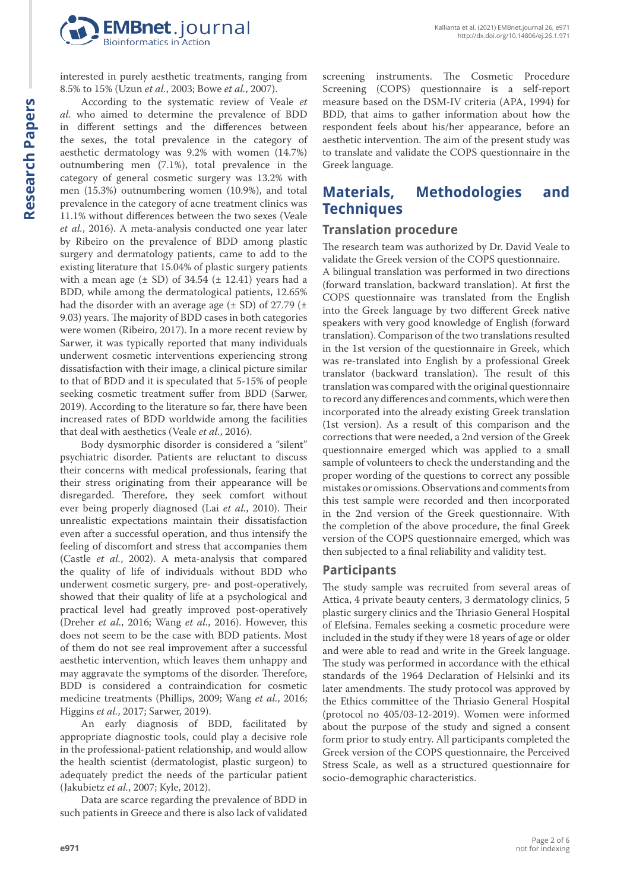interested in purely aesthetic treatments, ranging from 8.5% to 15% (Uzun *et al.*, 2003; Bowe *et al.*, 2007).

According to the systematic review of Veale *et al.* who aimed to determine the prevalence of BDD in different settings and the differences between the sexes, the total prevalence in the category of aesthetic dermatology was 9.2% with women (14.7%) outnumbering men (7.1%), total prevalence in the category of general cosmetic surgery was 13.2% with men (15.3%) outnumbering women (10.9%), and total prevalence in the category of acne treatment clinics was 11.1% without differences between the two sexes (Veale *et al.*, 2016). A meta-analysis conducted one year later by Ribeiro on the prevalence of BDD among plastic surgery and dermatology patients, came to add to the existing literature that 15.04% of plastic surgery patients with a mean age (± SD) of 34.54 (± 12.41) years had a BDD, while among the dermatological patients, 12.65% had the disorder with an average age (± SD) of 27.79 (± 9.03) years. The majority of BDD cases in both categories were women (Ribeiro, 2017). In a more recent review by Sarwer, it was typically reported that many individuals underwent cosmetic interventions experiencing strong dissatisfaction with their image, a clinical picture similar to that of BDD and it is speculated that 5-15% of people seeking cosmetic treatment suffer from BDD (Sarwer, 2019). According to the literature so far, there have been increased rates of BDD worldwide among the facilities that deal with aesthetics (Veale *et al.*, 2016).

Body dysmorphic disorder is considered a "silent" psychiatric disorder. Patients are reluctant to discuss their concerns with medical professionals, fearing that their stress originating from their appearance will be disregarded. Therefore, they seek comfort without ever being properly diagnosed (Lai *et al.*, 2010). Their unrealistic expectations maintain their dissatisfaction even after a successful operation, and thus intensify the feeling of discomfort and stress that accompanies them (Castle *et al.*, 2002). A meta-analysis that compared the quality of life of individuals without BDD who underwent cosmetic surgery, pre- and post-operatively, showed that their quality of life at a psychological and practical level had greatly improved post-operatively (Dreher *et al.*, 2016; Wang *et al.*, 2016). However, this does not seem to be the case with BDD patients. Most of them do not see real improvement after a successful aesthetic intervention, which leaves them unhappy and may aggravate the symptoms of the disorder. Therefore, BDD is considered a contraindication for cosmetic medicine treatments (Phillips, 2009; Wang *et al.*, 2016; Higgins *et al.*, 2017; Sarwer, 2019).

An early diagnosis of BDD, facilitated by appropriate diagnostic tools, could play a decisive role in the professional-patient relationship, and would allow the health scientist (dermatologist, plastic surgeon) to adequately predict the needs of the particular patient (Jakubietz *et al.*, 2007; Kyle, 2012).

Data are scarce regarding the prevalence of BDD in such patients in Greece and there is also lack of validated screening instruments. The Cosmetic Procedure Screening (COPS) questionnaire is a self-report measure based on the DSM-IV criteria (APA, 1994) for BDD, that aims to gather information about how the respondent feels about his/her appearance, before an aesthetic intervention. The aim of the present study was to translate and validate the COPS questionnaire in the Greek language.

## Materials, Methodologies and Techniques

### Translation procedure

The research team was authorized by Dr. David Veale to validate the Greek version of the COPS questionnaire.

A bilingual translation was performed in two directions (forward translation, backward translation). At first the COPS questionnaire was translated from the English into the Greek language by two different Greek native speakers with very good knowledge of English (forward translation). Comparison of the two translations resulted in the 1st version of the questionnaire in Greek, which was re-translated into English by a professional Greek translator (backward translation). The result of this translation was compared with the original questionnaire to record any differences and comments, which were then incorporated into the already existing Greek translation (1st version). As a result of this comparison and the corrections that were needed, a 2nd version of the Greek questionnaire emerged which was applied to a small sample of volunteers to check the understanding and the proper wording of the questions to correct any possible mistakes or omissions. Observations and comments from this test sample were recorded and then incorporated in the 2nd version of the Greek questionnaire. With the completion of the above procedure, the final Greek version of the COPS questionnaire emerged, which was then subjected to a final reliability and validity test.

### Participants

The study sample was recruited from several areas of Attica, 4 private beauty centers, 3 dermatology clinics, 5 plastic surgery clinics and the Thriasio General Hospital of Elefsina. Females seeking a cosmetic procedure were included in the study if they were 18 years of age or older and were able to read and write in the Greek language. The study was performed in accordance with the ethical standards of the 1964 Declaration of Helsinki and its later amendments. The study protocol was approved by the Ethics committee of the Thriasio General Hospital (protocol no 405/03-12-2019). Women were informed about the purpose of the study and signed a consent form prior to study entry. All participants completed the Greek version of the COPS questionnaire, the Perceived Stress Scale, as well as a structured questionnaire for socio-demographic characteristics.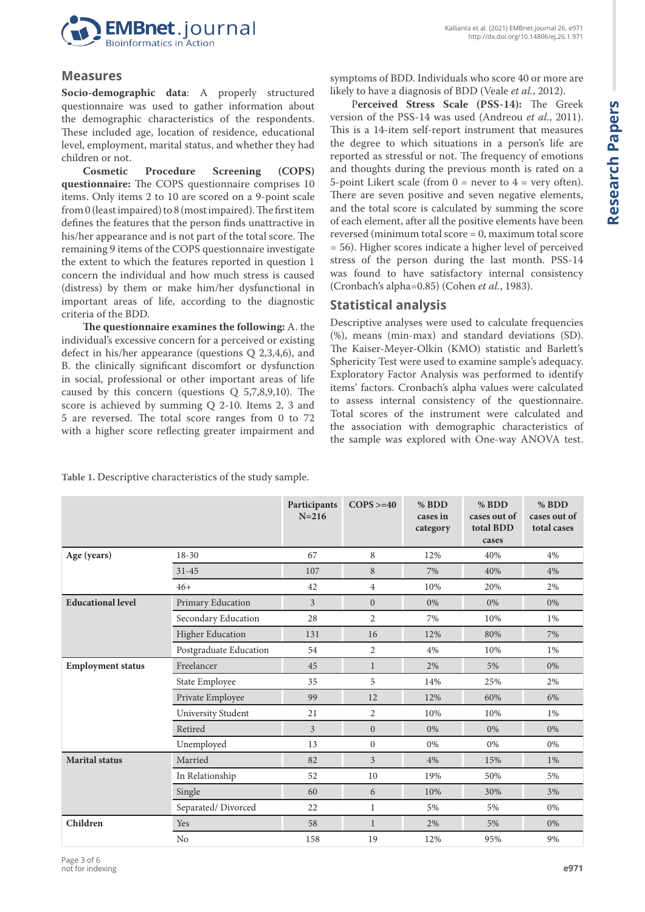## Measures

**Socio-demographic data**: A properly structured questionnaire was used to gather information about the demographic characteristics of the respondents. These included age, location of residence, educational level, employment, marital status, and whether they had children or not.

**Cosmetic Procedure Screening (COPS) questionnaire:** The COPS questionnaire comprises 10 items. Only items 2 to 10 are scored on a 9-point scale from 0 (least impaired) to 8 (most impaired). The first item defines the features that the person finds unattractive in his/her appearance and is not part of the total score. The remaining 9 items of the COPS questionnaire investigate the extent to which the features reported in question 1 concern the individual and how much stress is caused (distress) by them or make him/her dysfunctional in important areas of life, according to the diagnostic criteria of the BDD.

**The questionnaire examines the following:** A. the individual's excessive concern for a perceived or existing defect in his/her appearance (questions Q 2,3,4,6), and B. the clinically significant discomfort or dysfunction in social, professional or other important areas of life caused by this concern (questions Q 5,7,8,9,10). The score is achieved by summing Q 2-10. Items 2, 3 and 5 are reversed. The total score ranges from 0 to 72 with a higher score reflecting greater impairment and symptoms of BDD. Individuals who score 40 or more are likely to have a diagnosis of BDD (Veale *et al.*, 2012).

**Perceived Stress Scale (PSS-14):** The Greek version of the PSS-14 was used (Andreou *et al.*, 2011). This is a 14-item self-report instrument that measures the degree to which situations in a person's life are reported as stressful or not. The frequency of emotions and thoughts during the previous month is rated on a 5-point Likert scale (from 0 = never to 4 = very often). There are seven positive and seven negative elements, and the total score is calculated by summing the score of each element, after all the positive elements have been reversed (minimum total score = 0, maximum total score = 56). Higher scores indicate a higher level of perceived stress of the person during the last month. PSS-14 was found to have satisfactory internal consistency (Cronbach's alpha=0.85) (Cohen *et al.*, 1983).

## Statistical analysis

Descriptive analyses were used to calculate frequencies (%), means (min-max) and standard deviations (SD). The Kaiser-Meyer-Olkin (KMO) statistic and Barlett's Sphericity Test were used to examine sample's adequacy. Exploratory Factor Analysis was performed to identify items' factors. Cronbach's alpha values were calculated to assess internal consistency of the questionnaire. Total scores of the instrument were calculated and the association with demographic characteristics of the sample was explored with One-way ANOVA test.

**Table 1.** Descriptive characteristics of the study sample.

| | | Participants N=216 | COPS >=40 | % BDD cases in category | % BDD cases out of total BDD cases | % BDD cases out of total cases |
|---|---|---|---|---|---|---|
| **Age (years)** | 18-30 | 67 | 8 | 12% | 40% | 4% |
| | 31-45 | 107 | 8 | 7% | 40% | 4% |
| | 46+ | 42 | 4 | 10% | 20% | 2% |
| **Educational level** | Primary Education | 3 | 0 | 0% | 0% | 0% |
| | Secondary Education | 28 | 2 | 7% | 10% | 1% |
| | Higher Education | 131 | 16 | 12% | 80% | 7% |
| | Postgraduate Education | 54 | 2 | 4% | 10% | 1% |
| **Employment status** | Freelancer | 45 | 1 | 2% | 5% | 0% |
| | State Employee | 35 | 5 | 14% | 25% | 2% |
| | Private Employee | 99 | 12 | 12% | 60% | 6% |
| | University Student | 21 | 2 | 10% | 10% | 1% |
| | Retired | 3 | 0 | 0% | 0% | 0% |
| | Unemployed | 13 | 0 | 0% | 0% | 0% |
| **Marital status** | Married | 82 | 3 | 4% | 15% | 1% |
| | In Relationship | 52 | 10 | 19% | 50% | 5% |
| | Single | 60 | 6 | 10% | 30% | 3% |
| | Separated/ Divorced | 22 | 1 | 5% | 5% | 0% |
| **Children** | Yes | 58 | 1 | 2% | 5% | 0% |
| | No | 158 | 19 | 12% | 95% | 9% |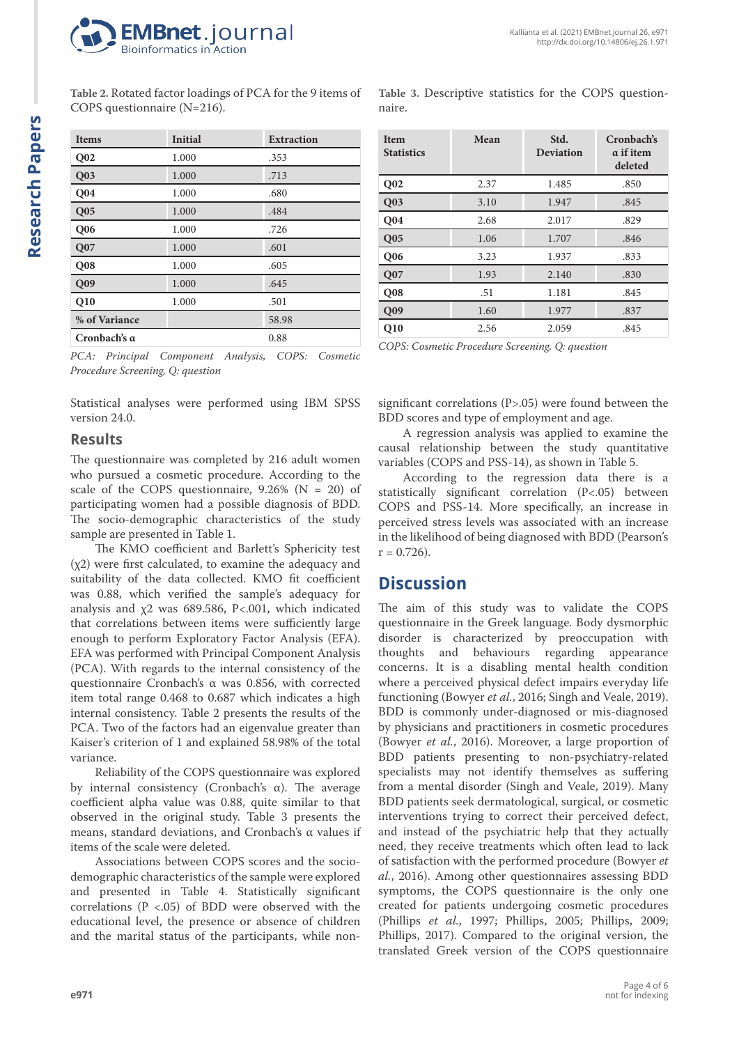Table 2. Rotated factor loadings of PCA for the 9 items of COPS questionnaire (N=216).

| Items | Initial | Extraction |
|---|---|---|
| Q02 | 1.000 | .353 |
| Q03 | 1.000 | .713 |
| Q04 | 1.000 | .680 |
| Q05 | 1.000 | .484 |
| Q06 | 1.000 | .726 |
| Q07 | 1.000 | .601 |
| Q08 | 1.000 | .605 |
| Q09 | 1.000 | .645 |
| Q10 | 1.000 | .501 |
| % of Variance | | 58.98 |
| Cronbach's α | | 0.88 |

*PCA: Principal Component Analysis, COPS: Cosmetic Procedure Screening, Q: question*

Table 3. Descriptive statistics for the COPS questionnaire.

| Item Statistics | Mean | Std. Deviation | Cronbach's α if item deleted |
|---|---|---|---|
| Q02 | 2.37 | 1.485 | .850 |
| Q03 | 3.10 | 1.947 | .845 |
| Q04 | 2.68 | 2.017 | .829 |
| Q05 | 1.06 | 1.707 | .846 |
| Q06 | 3.23 | 1.937 | .833 |
| Q07 | 1.93 | 2.140 | .830 |
| Q08 | .51 | 1.181 | .845 |
| Q09 | 1.60 | 1.977 | .837 |
| Q10 | 2.56 | 2.059 | .845 |

*COPS: Cosmetic Procedure Screening, Q: question*

Statistical analyses were performed using IBM SPSS version 24.0.

## Results

The questionnaire was completed by 216 adult women who pursued a cosmetic procedure. According to the scale of the COPS questionnaire, 9.26% (N = 20) of participating women had a possible diagnosis of BDD. The socio-demographic characteristics of the study sample are presented in Table 1.

The KMO coefficient and Barlett's Sphericity test ($\chi2$) were first calculated, to examine the adequacy and suitability of the data collected. KMO fit coefficient was 0.88, which verified the sample's adequacy for analysis and $\chi2$ was 689.586, P<.001, which indicated that correlations between items were sufficiently large enough to perform Exploratory Factor Analysis (EFA). EFA was performed with Principal Component Analysis (PCA). With regards to the internal consistency of the questionnaire Cronbach's α was 0.856, with corrected item total range 0.468 to 0.687 which indicates a high internal consistency. Table 2 presents the results of the PCA. Two of the factors had an eigenvalue greater than Kaiser's criterion of 1 and explained 58.98% of the total variance.

Reliability of the COPS questionnaire was explored by internal consistency (Cronbach's α). The average coefficient alpha value was 0.88, quite similar to that observed in the original study. Table 3 presents the means, standard deviations, and Cronbach's α values if items of the scale were deleted.

Associations between COPS scores and the socio-demographic characteristics of the sample were explored and presented in Table 4. Statistically significant correlations (P <.05) of BDD were observed with the educational level, the presence or absence of children and the marital status of the participants, while non-significant correlations (P>.05) were found between the BDD scores and type of employment and age.

A regression analysis was applied to examine the causal relationship between the study quantitative variables (COPS and PSS-14), as shown in Table 5.

According to the regression data there is a statistically significant correlation (P<.05) between COPS and PSS-14. More specifically, an increase in perceived stress levels was associated with an increase in the likelihood of being diagnosed with BDD (Pearson's r = 0.726).

## Discussion

The aim of this study was to validate the COPS questionnaire in the Greek language. Body dysmorphic disorder is characterized by preoccupation with thoughts and behaviours regarding appearance concerns. It is a disabling mental health condition where a perceived physical defect impairs everyday life functioning (Bowyer *et al.*, 2016; Singh and Veale, 2019). BDD is commonly under-diagnosed or mis-diagnosed by physicians and practitioners in cosmetic procedures (Bowyer *et al.*, 2016). Moreover, a large proportion of BDD patients presenting to non-psychiatry-related specialists may not identify themselves as suffering from a mental disorder (Singh and Veale, 2019). Many BDD patients seek dermatological, surgical, or cosmetic interventions trying to correct their perceived defect, and instead of the psychiatric help that they actually need, they receive treatments which often lead to lack of satisfaction with the performed procedure (Bowyer *et al.*, 2016). Among other questionnaires assessing BDD symptoms, the COPS questionnaire is the only one created for patients undergoing cosmetic procedures (Phillips *et al.*, 1997; Phillips, 2005; Phillips, 2009; Phillips, 2017). Compared to the original version, the translated Greek version of the COPS questionnaire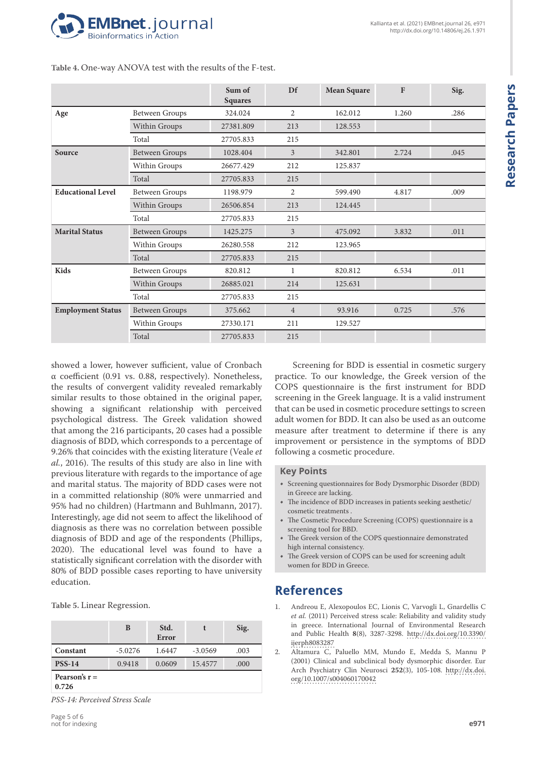Table 4. One-way ANOVA test with the results of the F-test.

| | | Sum of Squares | Df | Mean Square | F | Sig. |
|---|---|---|---|---|---|---|
| **Age** | Between Groups | 324.024 | 2 | 162.012 | 1.260 | .286 |
| | Within Groups | 27381.809 | 213 | 128.553 | | |
| | Total | 27705.833 | 215 | | | |
| **Source** | Between Groups | 1028.404 | 3 | 342.801 | 2.724 | .045 |
| | Within Groups | 26677.429 | 212 | 125.837 | | |
| | Total | 27705.833 | 215 | | | |
| **Educational Level** | Between Groups | 1198.979 | 2 | 599.490 | 4.817 | .009 |
| | Within Groups | 26506.854 | 213 | 124.445 | | |
| | Total | 27705.833 | 215 | | | |
| **Marital Status** | Between Groups | 1425.275 | 3 | 475.092 | 3.832 | .011 |
| | Within Groups | 26280.558 | 212 | 123.965 | | |
| | Total | 27705.833 | 215 | | | |
| **Kids** | Between Groups | 820.812 | 1 | 820.812 | 6.534 | .011 |
| | Within Groups | 26885.021 | 214 | 125.631 | | |
| | Total | 27705.833 | 215 | | | |
| **Employment Status** | Between Groups | 375.662 | 4 | 93.916 | 0.725 | .576 |
| | Within Groups | 27330.171 | 211 | 129.527 | | |
| | Total | 27705.833 | 215 | | | |

showed a lower, however sufficient, value of Cronbach α coefficient (0.91 vs. 0.88, respectively). Nonetheless, the results of convergent validity revealed remarkably similar results to those obtained in the original paper, showing a significant relationship with perceived psychological distress. The Greek validation showed that among the 216 participants, 20 cases had a possible diagnosis of BDD, which corresponds to a percentage of 9.26% that coincides with the existing literature (Veale *et al.*, 2016). The results of this study are also in line with previous literature with regards to the importance of age and marital status. The majority of BDD cases were not in a committed relationship (80% were unmarried and 95% had no children) (Hartmann and Buhlmann, 2017). Interestingly, age did not seem to affect the likelihood of diagnosis as there was no correlation between possible diagnosis of BDD and age of the respondents (Phillips, 2020). The educational level was found to have a statistically significant correlation with the disorder with 80% of BDD possible cases reporting to have university education.

Table 5. Linear Regression.

| | B | Std. Error | t | Sig. |
|---|---|---|---|---|
| **Constant** | -5.0276 | 1.6447 | -3.0569 | .003 |
| **PSS-14** | 0.9418 | 0.0609 | 15.4577 | .000 |
| **Pearson's r = 0.726** | | | | |

*PSS-14: Perceived Stress Scale*

Screening for BDD is essential in cosmetic surgery practice. To our knowledge, the Greek version of the COPS questionnaire is the first instrument for BDD screening in the Greek language. It is a valid instrument that can be used in cosmetic procedure settings to screen adult women for BDD. It can also be used as an outcome measure after treatment to determine if there is any improvement or persistence in the symptoms of BDD following a cosmetic procedure.

## Key Points

- Screening questionnaires for Body Dysmorphic Disorder (BDD) in Greece are lacking.
- The incidence of BDD increases in patients seeking aesthetic/cosmetic treatments .
- The Cosmetic Procedure Screening (COPS) questionnaire is a screening tool for BDD.
- The Greek version of the COPS questionnaire demonstrated high internal consistency.
- The Greek version of COPS can be used for screening adult women for BDD in Greece.

# References

1. Andreou E, Alexopoulos EC, Lionis C, Varvogli L, Gnardellis C *et al.* (2011) Perceived stress scale: Reliability and validity study in greece. International Journal of Environmental Research and Public Health **8**(8), 3287-3298. http://dx.doi.org/10.3390/ijerph8083287
2. Altamura C, Paluello MM, Mundo E, Medda S, Mannu P (2001) Clinical and subclinical body dysmorphic disorder. Eur Arch Psychiatry Clin Neurosci **252**(3), 105-108. http://dx.doi.org/10.1007/s004060170042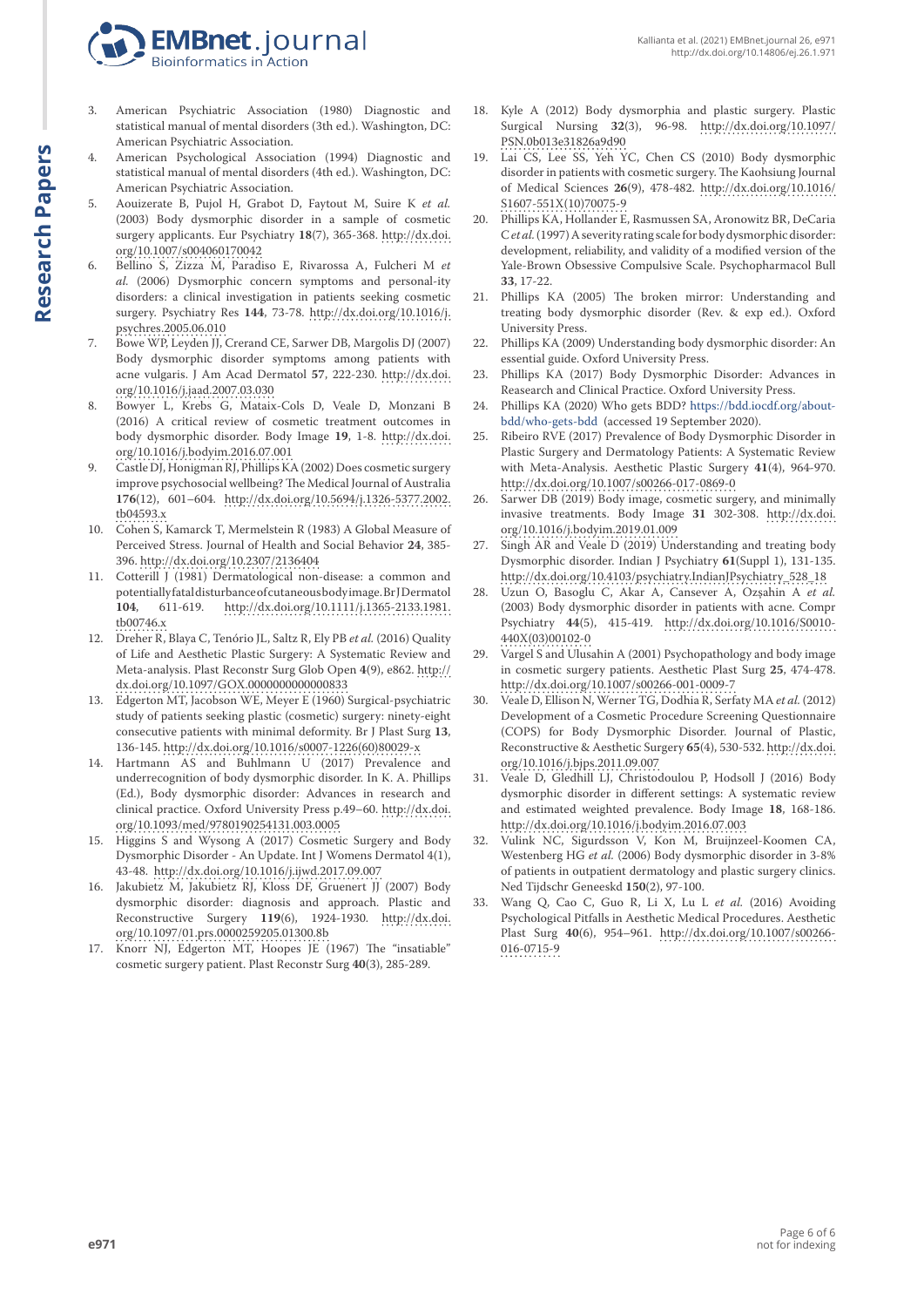3. American Psychiatric Association (1980) Diagnostic and statistical manual of mental disorders (3th ed.). Washington, DC: American Psychiatric Association.
4. American Psychological Association (1994) Diagnostic and statistical manual of mental disorders (4th ed.). Washington, DC: American Psychiatric Association.
5. Aouizerate B, Pujol H, Grabot D, Faytout M, Suire K *et al.* (2003) Body dysmorphic disorder in a sample of cosmetic surgery applicants. Eur Psychiatry **18**(7), 365-368. http://dx.doi.org/10.1007/s004060170042
6. Bellino S, Zizza M, Paradiso E, Rivarossa A, Fulcheri M *et al.* (2006) Dysmorphic concern symptoms and personal-ity disorders: a clinical investigation in patients seeking cosmetic surgery. Psychiatry Res **144**, 73-78. http://dx.doi.org/10.1016/j.psychres.2005.06.010
7. Bowe WP, Leyden JJ, Crerand CE, Sarwer DB, Margolis DJ (2007) Body dysmorphic disorder symptoms among patients with acne vulgaris. J Am Acad Dermatol **57**, 222-230. http://dx.doi.org/10.1016/j.jaad.2007.03.030
8. Bowyer L, Krebs G, Mataix-Cols D, Veale D, Monzani B (2016) A critical review of cosmetic treatment outcomes in body dysmorphic disorder. Body Image **19**, 1-8. http://dx.doi.org/10.1016/j.bodyim.2016.07.001
9. Castle DJ, Honigman RJ, Phillips KA (2002) Does cosmetic surgery improve psychosocial wellbeing? The Medical Journal of Australia **176**(12), 601–604. http://dx.doi.org/10.5694/j.1326-5377.2002.tb04593.x
10. Cohen S, Kamarck T, Mermelstein R (1983) A Global Measure of Perceived Stress. Journal of Health and Social Behavior **24**, 385-396. http://dx.doi.org/10.2307/2136404
11. Cotterill J (1981) Dermatological non-disease: a common and potentially fatal disturbance of cutaneous body image. Br J Dermatol **104**, 611-619. http://dx.doi.org/10.1111/j.1365-2133.1981.tb00746.x
12. Dreher R, Blaya C, Tenório JL, Saltz R, Ely PB *et al.* (2016) Quality of Life and Aesthetic Plastic Surgery: A Systematic Review and Meta-analysis. Plast Reconstr Surg Glob Open **4**(9), e862. http://dx.doi.org/10.1097/GOX.0000000000000833
13. Edgerton MT, Jacobson WE, Meyer E (1960) Surgical-psychiatric study of patients seeking plastic (cosmetic) surgery: ninety-eight consecutive patients with minimal deformity. Br J Plast Surg **13**, 136-145. http://dx.doi.org/10.1016/s0007-1226(60)80029-x
14. Hartmann AS and Buhlmann U (2017) Prevalence and underrecognition of body dysmorphic disorder. In K. A. Phillips (Ed.), Body dysmorphic disorder: Advances in research and clinical practice. Oxford University Press p.49–60. http://dx.doi.org/10.1093/med/9780190254131.003.0005
15. Higgins S and Wysong A (2017) Cosmetic Surgery and Body Dysmorphic Disorder - An Update. Int J Womens Dermatol 4(1), 43-48. http://dx.doi.org/10.1016/j.ijwd.2017.09.007
16. Jakubietz M, Jakubietz RJ, Kloss DF, Gruenert JJ (2007) Body dysmorphic disorder: diagnosis and approach. Plastic and Reconstructive Surgery **119**(6), 1924-1930. http://dx.doi.org/10.1097/01.prs.0000259205.01300.8b
17. Knorr NJ, Edgerton MT, Hoopes JE (1967) The "insatiable" cosmetic surgery patient. Plast Reconstr Surg **40**(3), 285-289.
18. Kyle A (2012) Body dysmorphia and plastic surgery. Plastic Surgical Nursing **32**(3), 96-98. http://dx.doi.org/10.1097/PSN.0b013e31826a9d90
19. Lai CS, Lee SS, Yeh YC, Chen CS (2010) Body dysmorphic disorder in patients with cosmetic surgery. The Kaohsiung Journal of Medical Sciences **26**(9), 478-482. http://dx.doi.org/10.1016/S1607-551X(10)70075-9
20. Phillips KA, Hollander E, Rasmussen SA, Aronowitz BR, DeCaria C *et al.* (1997) A severity rating scale for body dysmorphic disorder: development, reliability, and validity of a modified version of the Yale-Brown Obsessive Compulsive Scale. Psychopharmacol Bull **33**, 17-22.
21. Phillips KA (2005) The broken mirror: Understanding and treating body dysmorphic disorder (Rev. & exp ed.). Oxford University Press.
22. Phillips KA (2009) Understanding body dysmorphic disorder: An essential guide. Oxford University Press.
23. Phillips KA (2017) Body Dysmorphic Disorder: Advances in Reasearch and Clinical Practice. Oxford University Press.
24. Phillips KA (2020) Who gets BDD? https://bdd.iocdf.org/about-bdd/who-gets-bdd (accessed 19 September 2020).
25. Ribeiro RVE (2017) Prevalence of Body Dysmorphic Disorder in Plastic Surgery and Dermatology Patients: A Systematic Review with Meta-Analysis. Aesthetic Plastic Surgery **41**(4), 964-970. http://dx.doi.org/10.1007/s00266-017-0869-0
26. Sarwer DB (2019) Body image, cosmetic surgery, and minimally invasive treatments. Body Image **31** 302-308. http://dx.doi.org/10.1016/j.bodyim.2019.01.009
27. Singh AR and Veale D (2019) Understanding and treating body Dysmorphic disorder. Indian J Psychiatry **61**(Suppl 1), 131-135. http://dx.doi.org/10.4103/psychiatry.IndianJPsychiatry_528_18
28. Uzun O, Basoglu C, Akar A, Cansever A, Ozşahin A *et al.* (2003) Body dysmorphic disorder in patients with acne. Compr Psychiatry **44**(5), 415-419. http://dx.doi.org/10.1016/S0010-440X(03)00102-0
29. Vargel S and Ulusahin A (2001) Psychopathology and body image in cosmetic surgery patients. Aesthetic Plast Surg **25**, 474-478. http://dx.doi.org/10.1007/s00266-001-0009-7
30. Veale D, Ellison N, Werner TG, Dodhia R, Serfaty MA *et al.* (2012) Development of a Cosmetic Procedure Screening Questionnaire (COPS) for Body Dysmorphic Disorder. Journal of Plastic, Reconstructive & Aesthetic Surgery **65**(4), 530-532. http://dx.doi.org/10.1016/j.bjps.2011.09.007
31. Veale D, Gledhill LJ, Christodoulou P, Hodsoll J (2016) Body dysmorphic disorder in different settings: A systematic review and estimated weighted prevalence. Body Image **18**, 168-186. http://dx.doi.org/10.1016/j.bodyim.2016.07.003
32. Vulink NC, Sigurdsson V, Kon M, Bruijnzeel-Koomen CA, Westenberg HG *et al.* (2006) Body dysmorphic disorder in 3-8% of patients in outpatient dermatology and plastic surgery clinics. Ned Tijdschr Geneeskd **150**(2), 97-100.
33. Wang Q, Cao C, Guo R, Li X, Lu L *et al.* (2016) Avoiding Psychological Pitfalls in Aesthetic Medical Procedures. Aesthetic Plast Surg **40**(6), 954–961. http://dx.doi.org/10.1007/s00266-016-0715-9